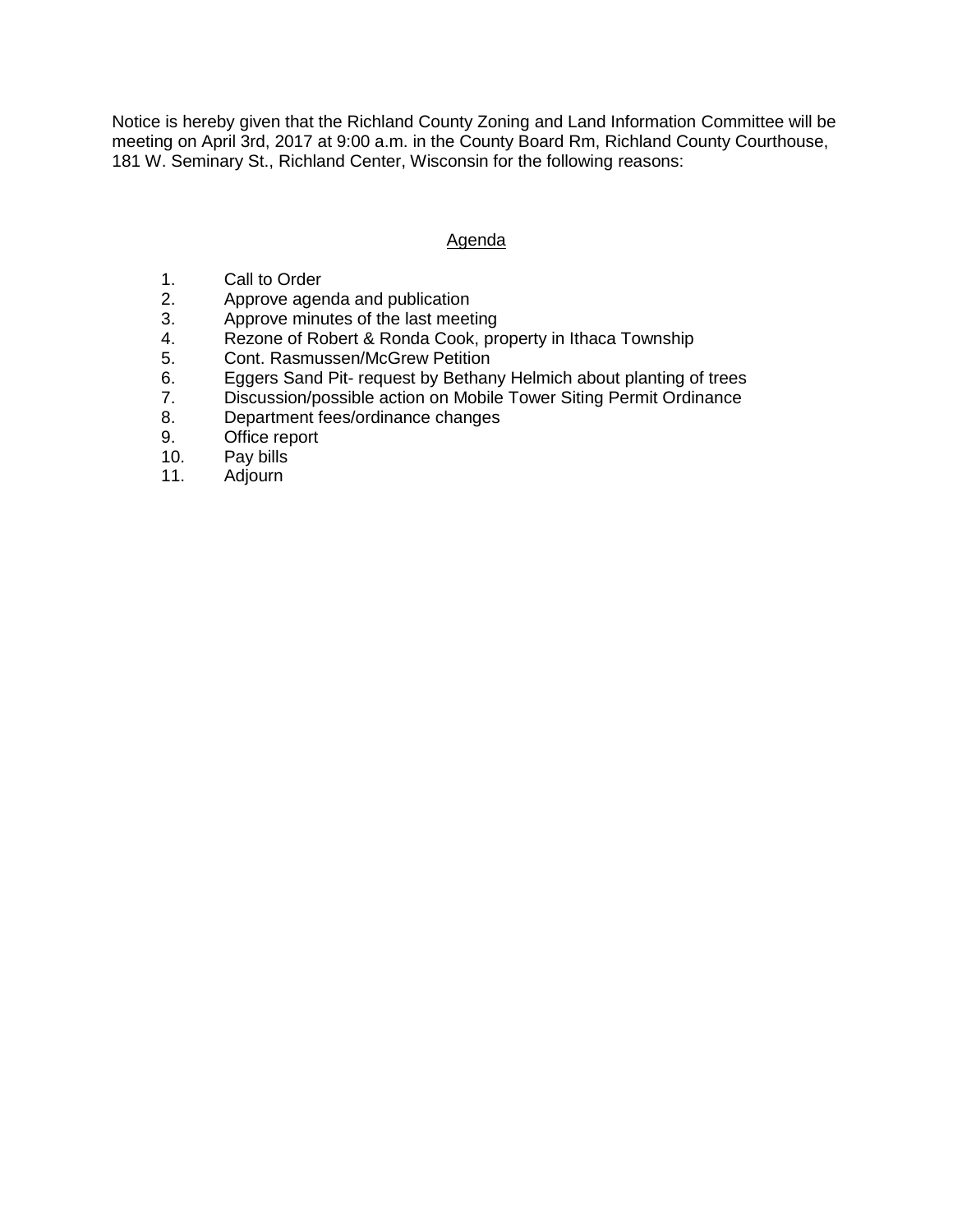Notice is hereby given that the Richland County Zoning and Land Information Committee will be meeting on April 3rd, 2017 at 9:00 a.m. in the County Board Rm, Richland County Courthouse, 181 W. Seminary St., Richland Center, Wisconsin for the following reasons:

## Agenda

1. Call to Order
2. Approve agenda and publication
3. Approve minutes of the last meeting
4. Rezone of Robert & Ronda Cook, property in Ithaca Township
5. Cont. Rasmussen/McGrew Petition
6. Eggers Sand Pit- request by Bethany Helmich about planting of trees
7. Discussion/possible action on Mobile Tower Siting Permit Ordinance
8. Department fees/ordinance changes
9. Office report
10. Pay bills
11. Adjourn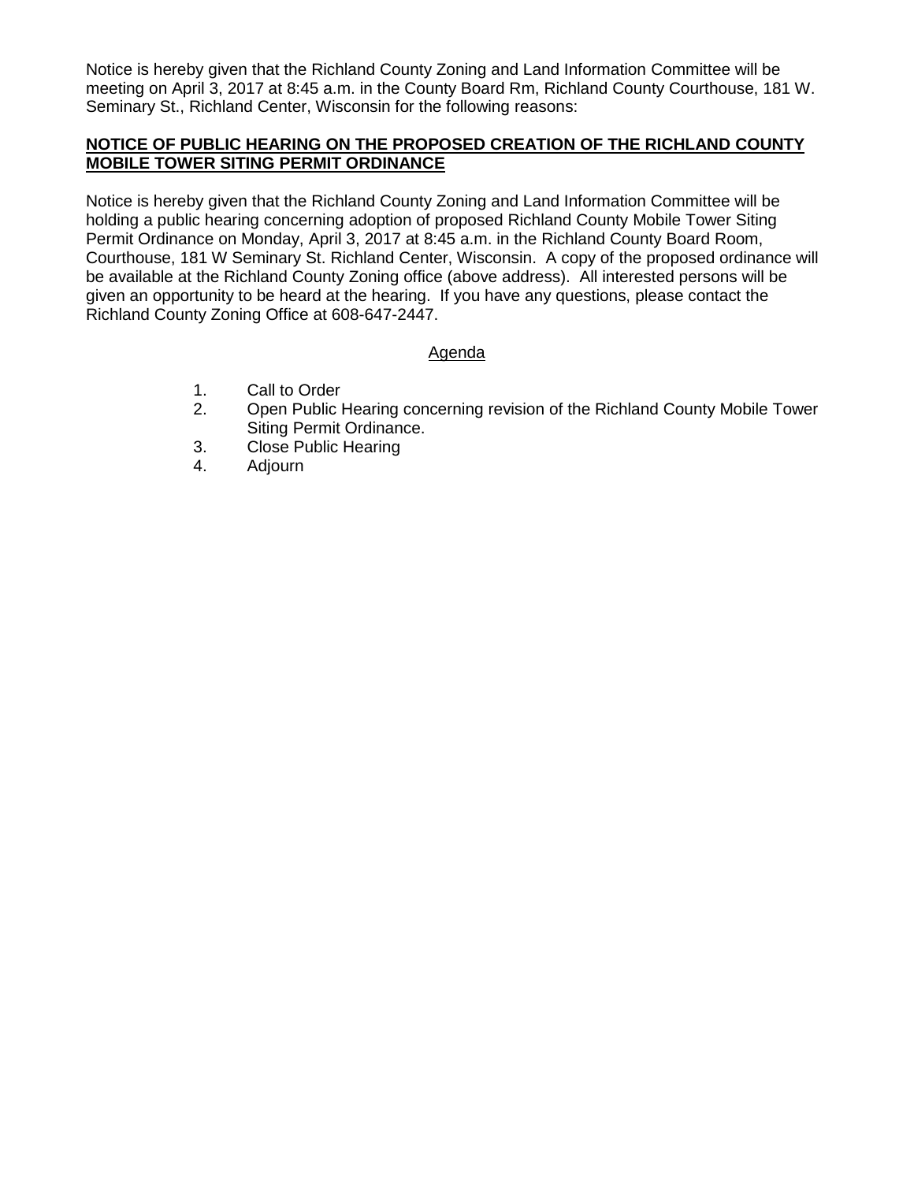Notice is hereby given that the Richland County Zoning and Land Information Committee will be meeting on April 3, 2017 at 8:45 a.m. in the County Board Rm, Richland County Courthouse, 181 W. Seminary St., Richland Center, Wisconsin for the following reasons:

**NOTICE OF PUBLIC HEARING ON THE PROPOSED CREATION OF THE RICHLAND COUNTY MOBILE TOWER SITING PERMIT ORDINANCE**

Notice is hereby given that the Richland County Zoning and Land Information Committee will be holding a public hearing concerning adoption of proposed Richland County Mobile Tower Siting Permit Ordinance on Monday, April 3, 2017 at 8:45 a.m. in the Richland County Board Room, Courthouse, 181 W Seminary St. Richland Center, Wisconsin. A copy of the proposed ordinance will be available at the Richland County Zoning office (above address). All interested persons will be given an opportunity to be heard at the hearing. If you have any questions, please contact the Richland County Zoning Office at 608-647-2447.

## Agenda

1. Call to Order
2. Open Public Hearing concerning revision of the Richland County Mobile Tower Siting Permit Ordinance.
3. Close Public Hearing
4. Adjourn